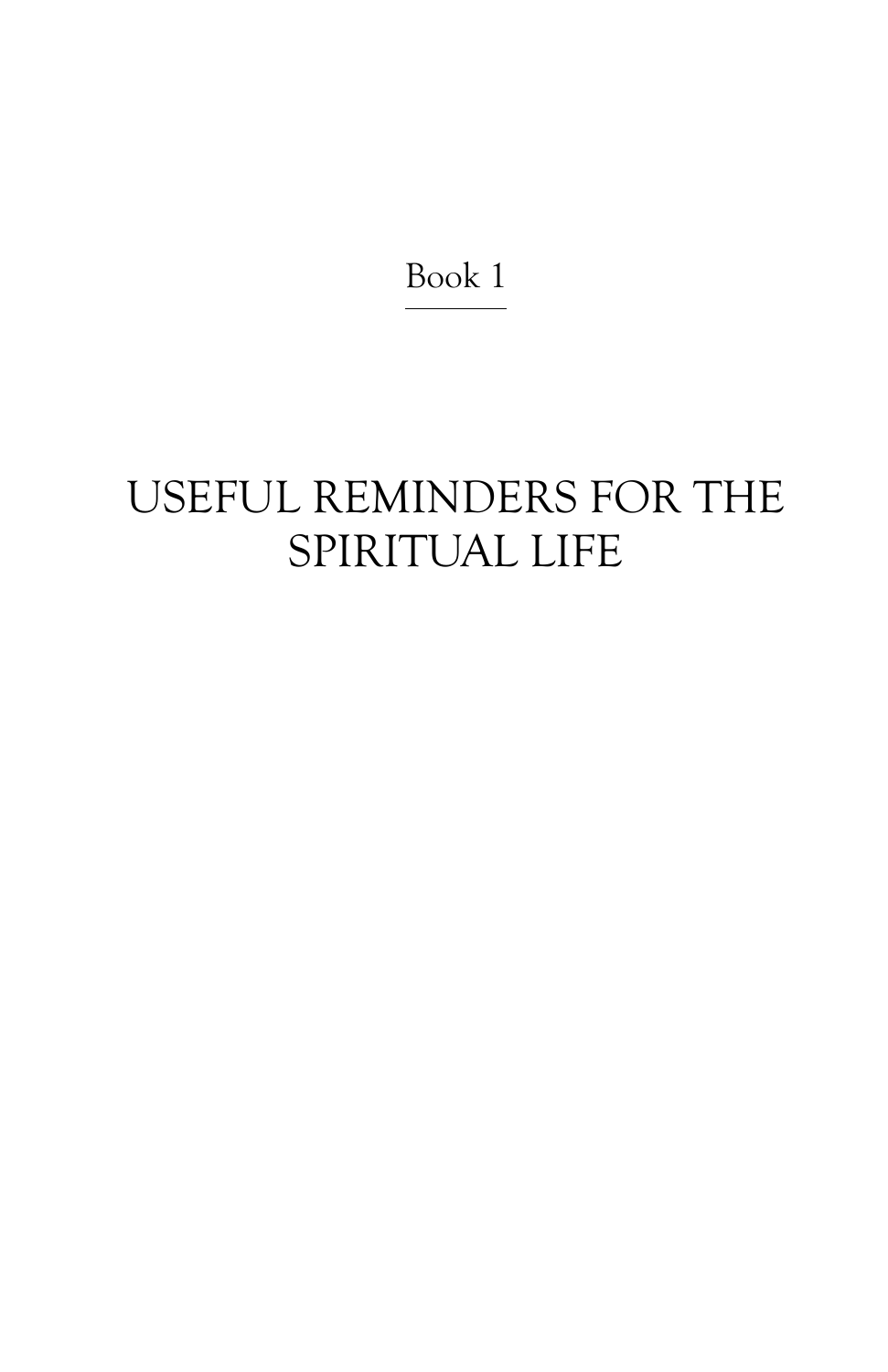Book 1

# USEFUL REMINDERS FOR THE SPIRITUAL LIFE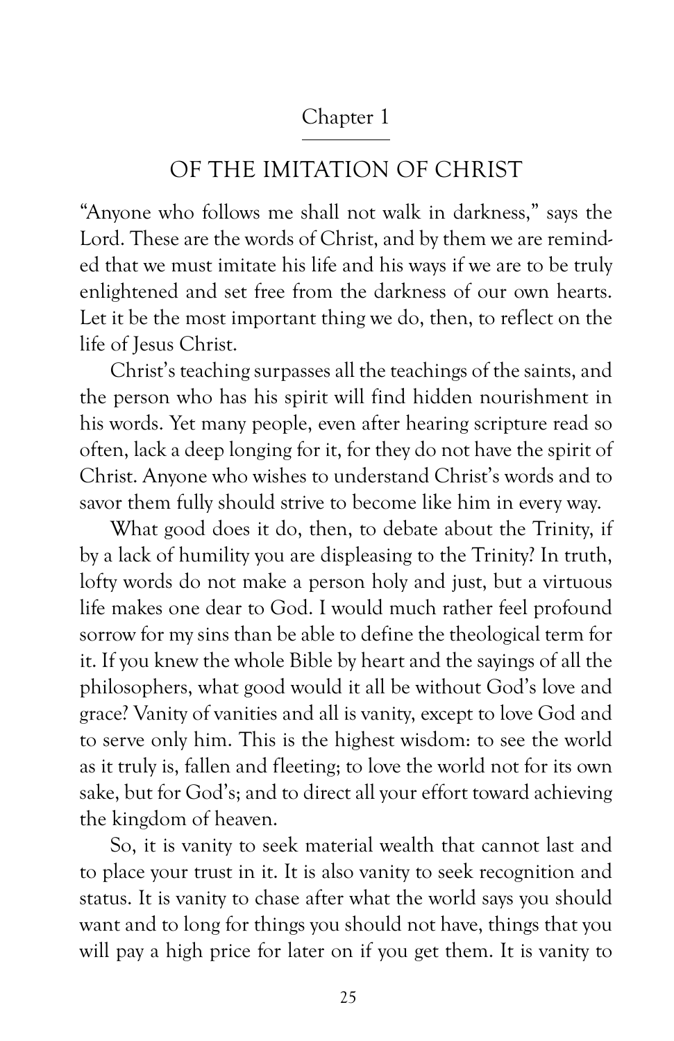## Chapter 1

# OF THE IMITATION OF CHRIST

"Anyone who follows me shall not walk in darkness," says the Lord. These are the words of Christ, and by them we are reminded that we must imitate his life and his ways if we are to be truly enlightened and set free from the darkness of our own hearts. Let it be the most important thing we do, then, to reflect on the life of Jesus Christ.

Christ's teaching surpasses all the teachings of the saints, and the person who has his spirit will find hidden nourishment in his words. Yet many people, even after hearing scripture read so often, lack a deep longing for it, for they do not have the spirit of Christ. Anyone who wishes to understand Christ's words and to savor them fully should strive to become like him in every way.

What good does it do, then, to debate about the Trinity, if by a lack of humility you are displeasing to the Trinity? In truth, lofty words do not make a person holy and just, but a virtuous life makes one dear to God. I would much rather feel profound sorrow for my sins than be able to define the theological term for it. If you knew the whole Bible by heart and the sayings of all the philosophers, what good would it all be without God's love and grace? Vanity of vanities and all is vanity, except to love God and to serve only him. This is the highest wisdom: to see the world as it truly is, fallen and fleeting; to love the world not for its own sake, but for God's; and to direct all your effort toward achieving the kingdom of heaven.

So, it is vanity to seek material wealth that cannot last and to place your trust in it. It is also vanity to seek recognition and status. It is vanity to chase after what the world says you should want and to long for things you should not have, things that you will pay a high price for later on if you get them. It is vanity to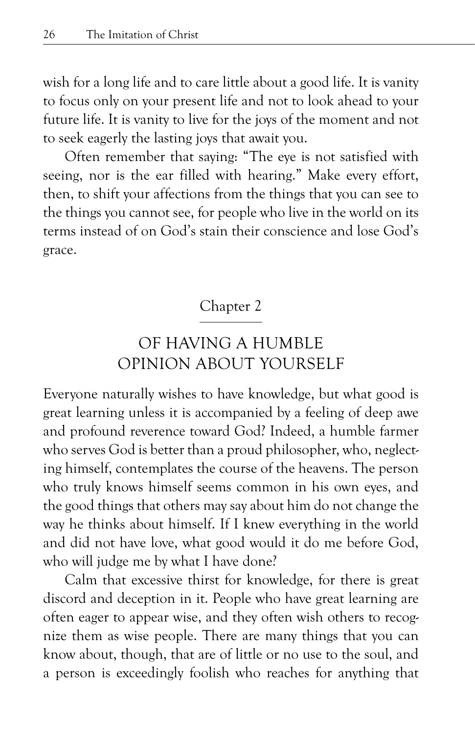wish for a long life and to care little about a good life. It is vanity to focus only on your present life and not to look ahead to your future life. It is vanity to live for the joys of the moment and not to seek eagerly the lasting joys that await you.

Often remember that saying: "The eye is not satisfied with seeing, nor is the ear filled with hearing." Make every effort, then, to shift your affections from the things that you can see to the things you cannot see, for people who live in the world on its terms instead of on God's stain their conscience and lose God's grace.

## Chapter 2

## OF HAVING A HUMBLE OPINION ABOUT YOURSELF

Everyone naturally wishes to have knowledge, but what good is great learning unless it is accompanied by a feeling of deep awe and profound reverence toward God? Indeed, a humble farmer who serves God is better than a proud philosopher, who, neglecting himself, contemplates the course of the heavens. The person who truly knows himself seems common in his own eyes, and the good things that others may say about him do not change the way he thinks about himself. If I knew everything in the world and did not have love, what good would it do me before God, who will judge me by what I have done?

Calm that excessive thirst for knowledge, for there is great discord and deception in it. People who have great learning are often eager to appear wise, and they often wish others to recognize them as wise people. There are many things that you can know about, though, that are of little or no use to the soul, and a person is exceedingly foolish who reaches for anything that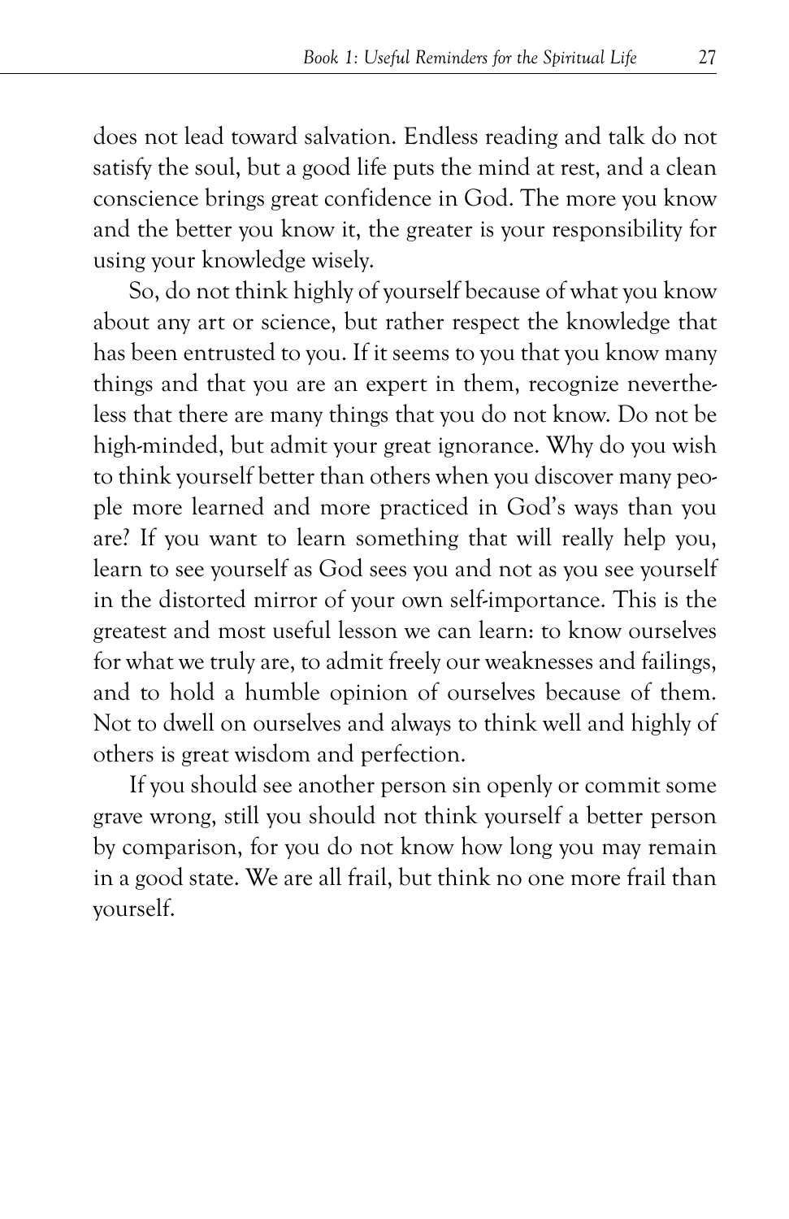does not lead toward salvation. Endless reading and talk do not satisfy the soul, but a good life puts the mind at rest, and a clean conscience brings great confidence in God. The more you know and the better you know it, the greater is your responsibility for using your knowledge wisely.

So, do not think highly of yourself because of what you know about any art or science, but rather respect the knowledge that has been entrusted to you. If it seems to you that you know many things and that you are an expert in them, recognize nevertheless that there are many things that you do not know. Do not be high-minded, but admit your great ignorance. Why do you wish to think yourself better than others when you discover many people more learned and more practiced in God's ways than you are? If you want to learn something that will really help you, learn to see yourself as God sees you and not as you see yourself in the distorted mirror of your own self-importance. This is the greatest and most useful lesson we can learn: to know ourselves for what we truly are, to admit freely our weaknesses and failings, and to hold a humble opinion of ourselves because of them. Not to dwell on ourselves and always to think well and highly of others is great wisdom and perfection.

If you should see another person sin openly or commit some grave wrong, still you should not think yourself a better person by comparison, for you do not know how long you may remain in a good state. We are all frail, but think no one more frail than yourself.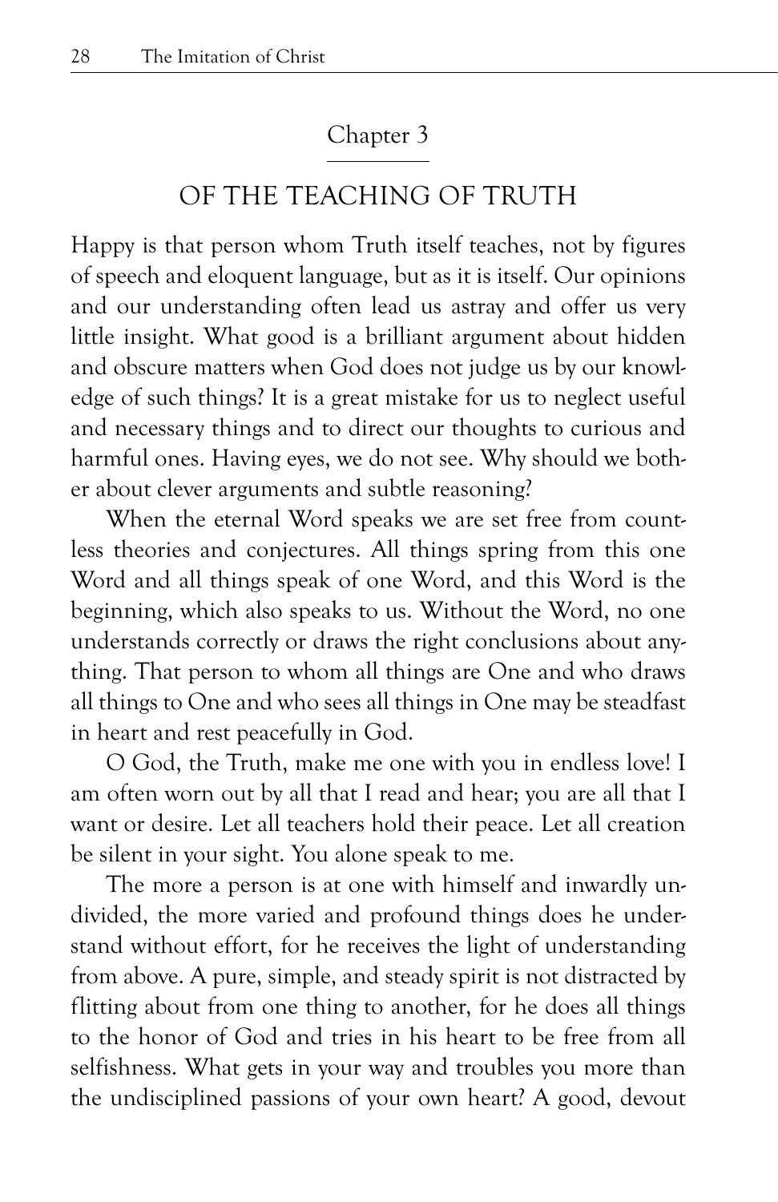## Chapter 3

## OF THE TEACHING OF TRUTH

Happy is that person whom Truth itself teaches, not by figures of speech and eloquent language, but as it is itself. Our opinions and our understanding often lead us astray and offer us very little insight. What good is a brilliant argument about hidden and obscure matters when God does not judge us by our knowledge of such things? It is a great mistake for us to neglect useful and necessary things and to direct our thoughts to curious and harmful ones. Having eyes, we do not see. Why should we bother about clever arguments and subtle reasoning?

When the eternal Word speaks we are set free from countless theories and conjectures. All things spring from this one Word and all things speak of one Word, and this Word is the beginning, which also speaks to us. Without the Word, no one understands correctly or draws the right conclusions about anything. That person to whom all things are One and who draws all things to One and who sees all things in One may be steadfast in heart and rest peacefully in God.

O God, the Truth, make me one with you in endless love! I am often worn out by all that I read and hear; you are all that I want or desire. Let all teachers hold their peace. Let all creation be silent in your sight. You alone speak to me.

The more a person is at one with himself and inwardly undivided, the more varied and profound things does he understand without effort, for he receives the light of understanding from above. A pure, simple, and steady spirit is not distracted by flitting about from one thing to another, for he does all things to the honor of God and tries in his heart to be free from all selfishness. What gets in your way and troubles you more than the undisciplined passions of your own heart? A good, devout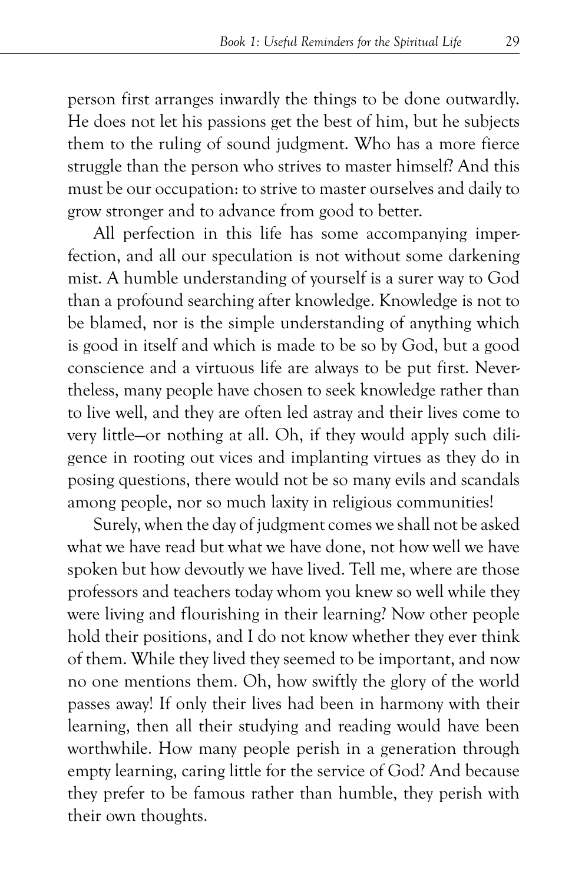person first arranges inwardly the things to be done outwardly. He does not let his passions get the best of him, but he subjects them to the ruling of sound judgment. Who has a more fierce struggle than the person who strives to master himself? And this must be our occupation: to strive to master ourselves and daily to grow stronger and to advance from good to better.

All perfection in this life has some accompanying imperfection, and all our speculation is not without some darkening mist. A humble understanding of yourself is a surer way to God than a profound searching after knowledge. Knowledge is not to be blamed, nor is the simple understanding of anything which is good in itself and which is made to be so by God, but a good conscience and a virtuous life are always to be put first. Nevertheless, many people have chosen to seek knowledge rather than to live well, and they are often led astray and their lives come to very little—or nothing at all. Oh, if they would apply such diligence in rooting out vices and implanting virtues as they do in posing questions, there would not be so many evils and scandals among people, nor so much laxity in religious communities!

Surely, when the day of judgment comes we shall not be asked what we have read but what we have done, not how well we have spoken but how devoutly we have lived. Tell me, where are those professors and teachers today whom you knew so well while they were living and flourishing in their learning? Now other people hold their positions, and I do not know whether they ever think of them. While they lived they seemed to be important, and now no one mentions them. Oh, how swiftly the glory of the world passes away! If only their lives had been in harmony with their learning, then all their studying and reading would have been worthwhile. How many people perish in a generation through empty learning, caring little for the service of God? And because they prefer to be famous rather than humble, they perish with their own thoughts.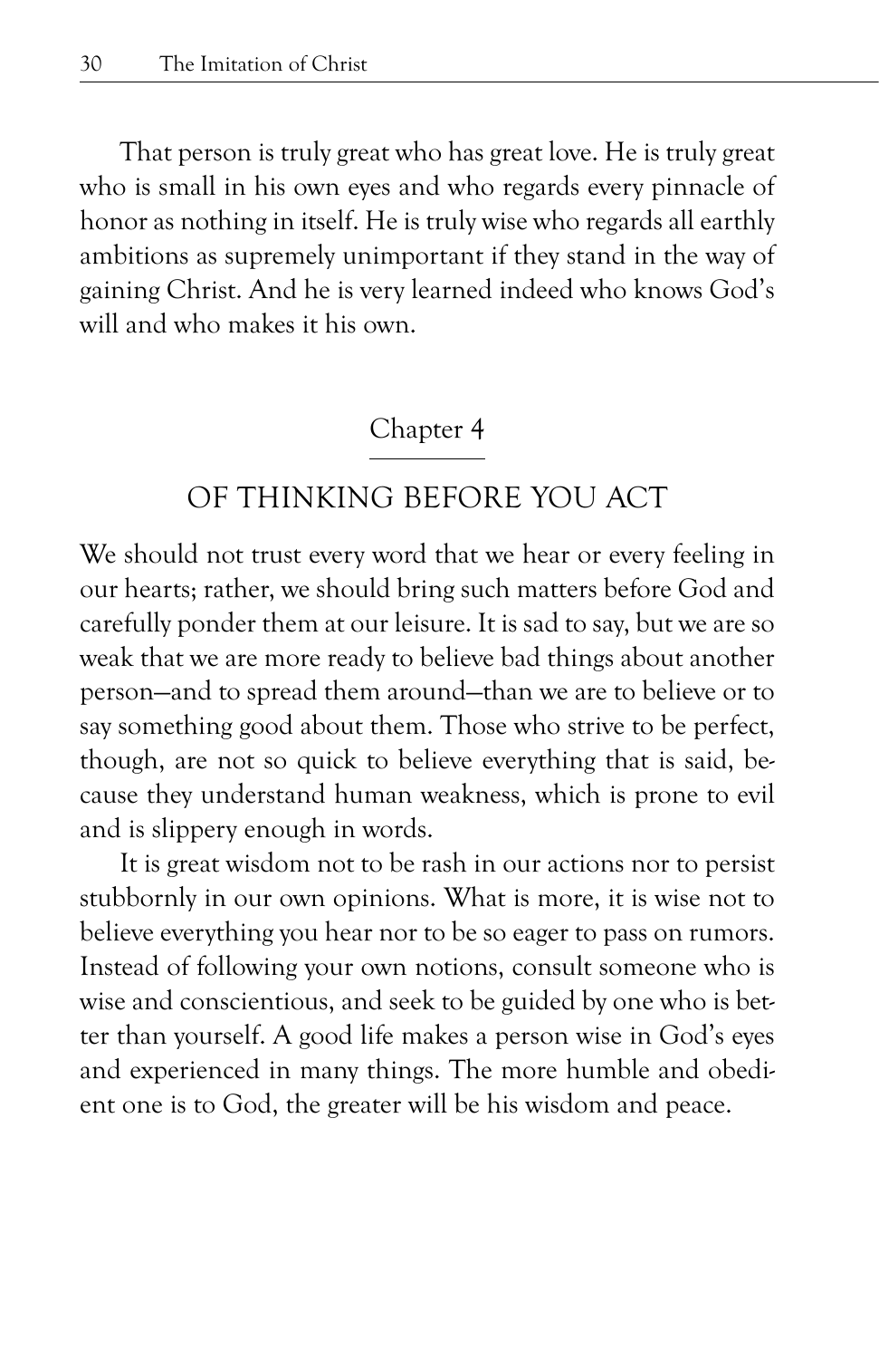That person is truly great who has great love. He is truly great who is small in his own eyes and who regards every pinnacle of honor as nothing in itself. He is truly wise who regards all earthly ambitions as supremely unimportant if they stand in the way of gaining Christ. And he is very learned indeed who knows God's will and who makes it his own.

## Chapter 4

## OF THINKING BEFORE YOU ACT

We should not trust every word that we hear or every feeling in our hearts; rather, we should bring such matters before God and carefully ponder them at our leisure. It is sad to say, but we are so weak that we are more ready to believe bad things about another person—and to spread them around—than we are to believe or to say something good about them. Those who strive to be perfect, though, are not so quick to believe everything that is said, because they understand human weakness, which is prone to evil and is slippery enough in words.

It is great wisdom not to be rash in our actions nor to persist stubbornly in our own opinions. What is more, it is wise not to believe everything you hear nor to be so eager to pass on rumors. Instead of following your own notions, consult someone who is wise and conscientious, and seek to be guided by one who is better than yourself. A good life makes a person wise in God's eyes and experienced in many things. The more humble and obedient one is to God, the greater will be his wisdom and peace.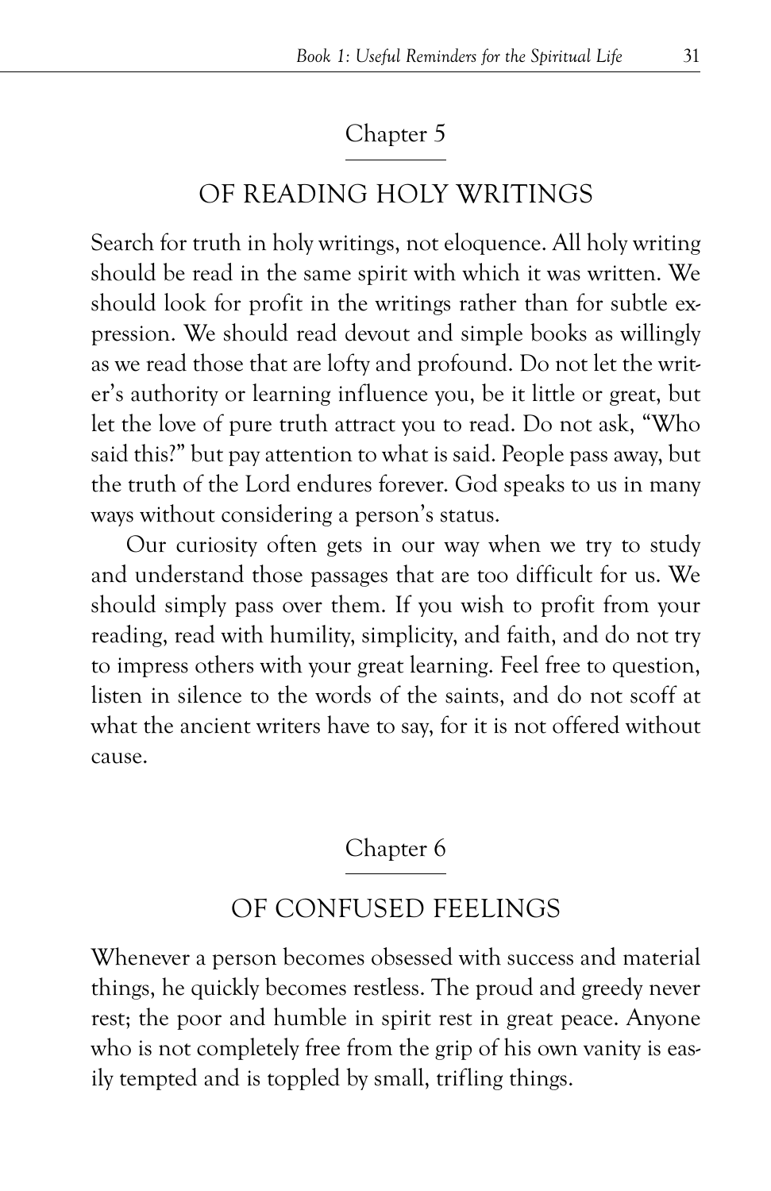## Chapter 5

## OF READING HOLY WRITINGS

Search for truth in holy writings, not eloquence. All holy writing should be read in the same spirit with which it was written. We should look for profit in the writings rather than for subtle expression. We should read devout and simple books as willingly as we read those that are lofty and profound. Do not let the writer's authority or learning influence you, be it little or great, but let the love of pure truth attract you to read. Do not ask, "Who said this?" but pay attention to what is said. People pass away, but the truth of the Lord endures forever. God speaks to us in many ways without considering a person's status.

Our curiosity often gets in our way when we try to study and understand those passages that are too difficult for us. We should simply pass over them. If you wish to profit from your reading, read with humility, simplicity, and faith, and do not try to impress others with your great learning. Feel free to question, listen in silence to the words of the saints, and do not scoff at what the ancient writers have to say, for it is not offered without cause.

## Chapter 6

## OF CONFUSED FEELINGS

Whenever a person becomes obsessed with success and material things, he quickly becomes restless. The proud and greedy never rest; the poor and humble in spirit rest in great peace. Anyone who is not completely free from the grip of his own vanity is easily tempted and is toppled by small, trifling things.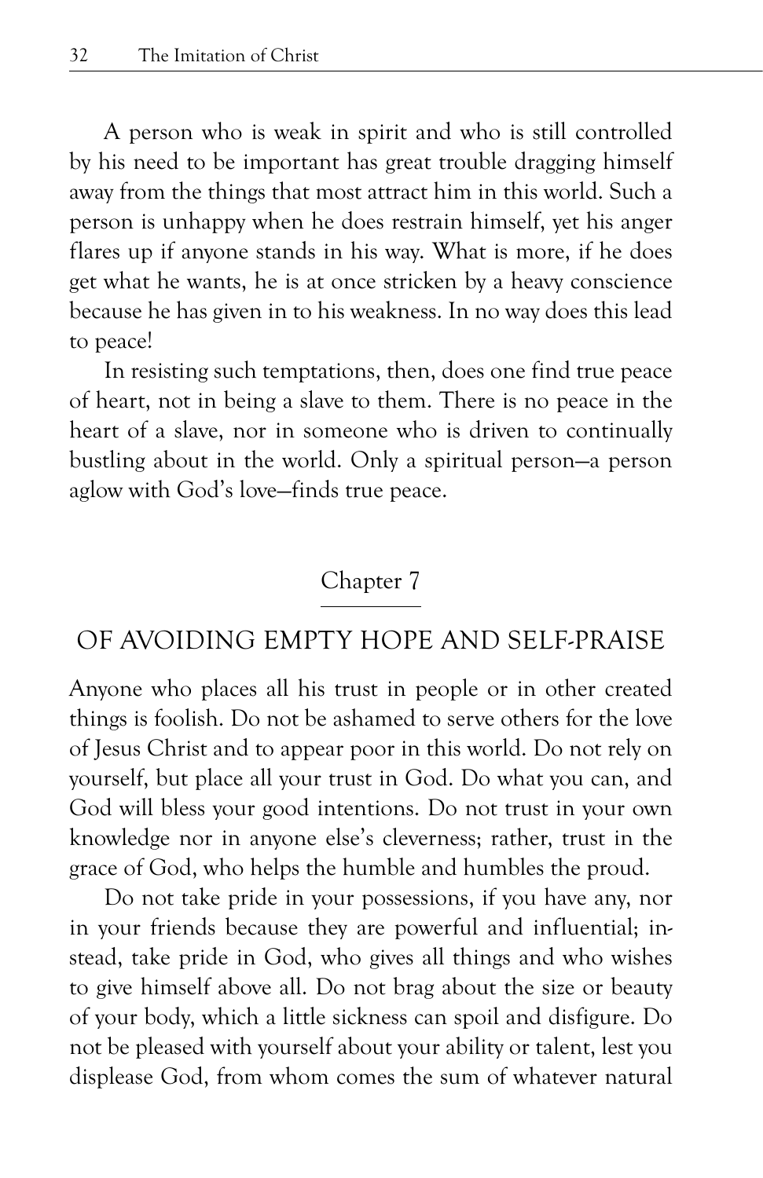A person who is weak in spirit and who is still controlled by his need to be important has great trouble dragging himself away from the things that most attract him in this world. Such a person is unhappy when he does restrain himself, yet his anger flares up if anyone stands in his way. What is more, if he does get what he wants, he is at once stricken by a heavy conscience because he has given in to his weakness. In no way does this lead to peace!

In resisting such temptations, then, does one find true peace of heart, not in being a slave to them. There is no peace in the heart of a slave, nor in someone who is driven to continually bustling about in the world. Only a spiritual person—a person aglow with God's love—finds true peace.

## Chapter 7

## OF AVOIDING EMPTY HOPE AND SELF-PRAISE

Anyone who places all his trust in people or in other created things is foolish. Do not be ashamed to serve others for the love of Jesus Christ and to appear poor in this world. Do not rely on yourself, but place all your trust in God. Do what you can, and God will bless your good intentions. Do not trust in your own knowledge nor in anyone else's cleverness; rather, trust in the grace of God, who helps the humble and humbles the proud.

Do not take pride in your possessions, if you have any, nor in your friends because they are powerful and influential; instead, take pride in God, who gives all things and who wishes to give himself above all. Do not brag about the size or beauty of your body, which a little sickness can spoil and disfigure. Do not be pleased with yourself about your ability or talent, lest you displease God, from whom comes the sum of whatever natural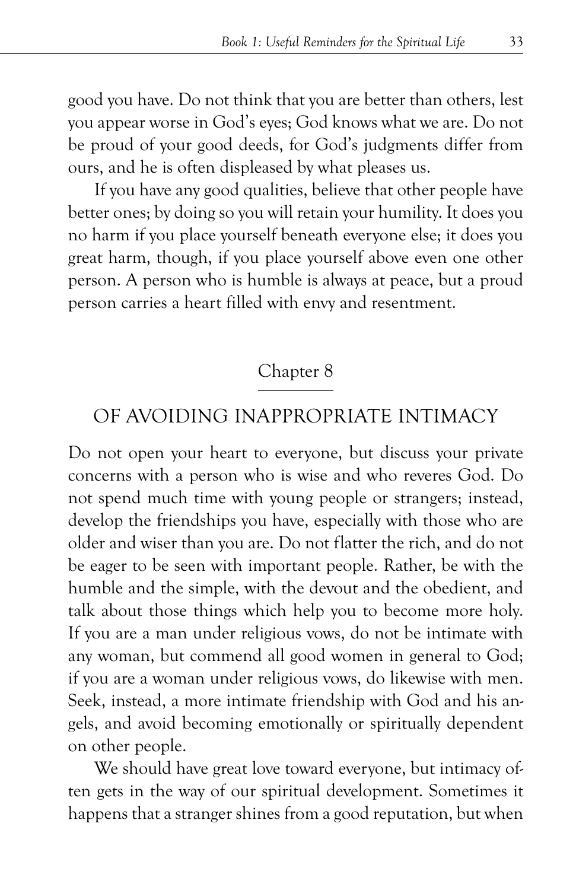good you have. Do not think that you are better than others, lest you appear worse in God's eyes; God knows what we are. Do not be proud of your good deeds, for God's judgments differ from ours, and he is often displeased by what pleases us.

If you have any good qualities, believe that other people have better ones; by doing so you will retain your humility. It does you no harm if you place yourself beneath everyone else; it does you great harm, though, if you place yourself above even one other person. A person who is humble is always at peace, but a proud person carries a heart filled with envy and resentment.

## Chapter 8

## OF AVOIDING INAPPROPRIATE INTIMACY

Do not open your heart to everyone, but discuss your private concerns with a person who is wise and who reveres God. Do not spend much time with young people or strangers; instead, develop the friendships you have, especially with those who are older and wiser than you are. Do not flatter the rich, and do not be eager to be seen with important people. Rather, be with the humble and the simple, with the devout and the obedient, and talk about those things which help you to become more holy. If you are a man under religious vows, do not be intimate with any woman, but commend all good women in general to God; if you are a woman under religious vows, do likewise with men. Seek, instead, a more intimate friendship with God and his angels, and avoid becoming emotionally or spiritually dependent on other people.

We should have great love toward everyone, but intimacy often gets in the way of our spiritual development. Sometimes it happens that a stranger shines from a good reputation, but when